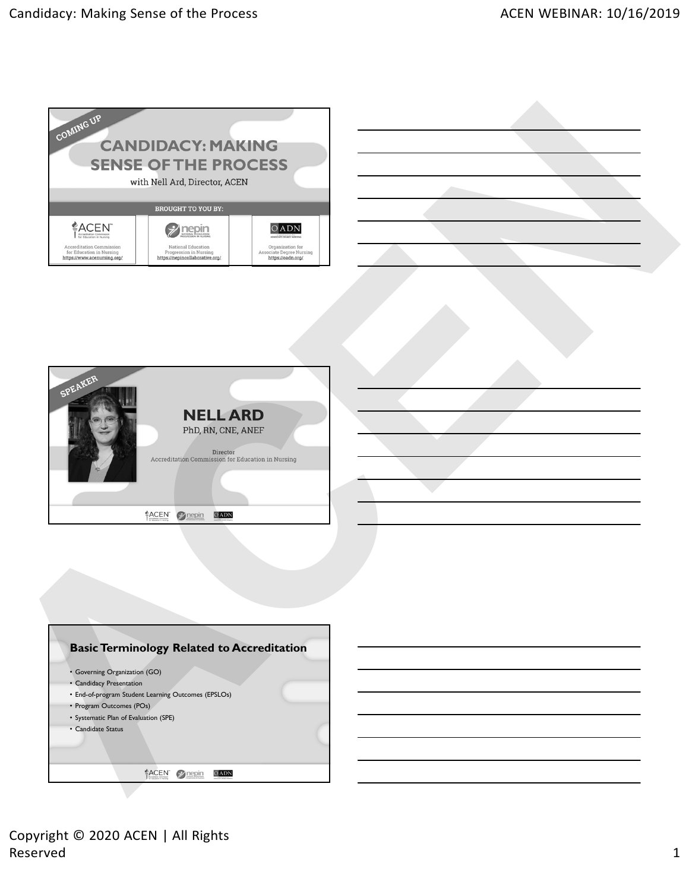COMING UP

# CANDIDACY: MAKING SENSE OF THE PROCESS

with Nell Ard, Director, ACEN

BROUGHT TO YOU BY:

ACEN — Accreditation Commission for Education in Nursing — https://www.acenursing.org/

nepin — National Education Progression in Nursing — https://nepincollaborative.org/

OADN — Organization for Associate Degree Nursing — https://oadn.org/

---

SPEAKER

## NELL ARD

PhD, RN, CNE, ANEF

Director
Accreditation Commission for Education in Nursing

---

## Basic Terminology Related to Accreditation

- Governing Organization (GO)
- Candidacy Presentation
- End-of-program Student Learning Outcomes (EPSLOs)
- Program Outcomes (POs)
- Systematic Plan of Evaluation (SPE)
- Candidate Status

Copyright © 2020 ACEN | All Rights Reserved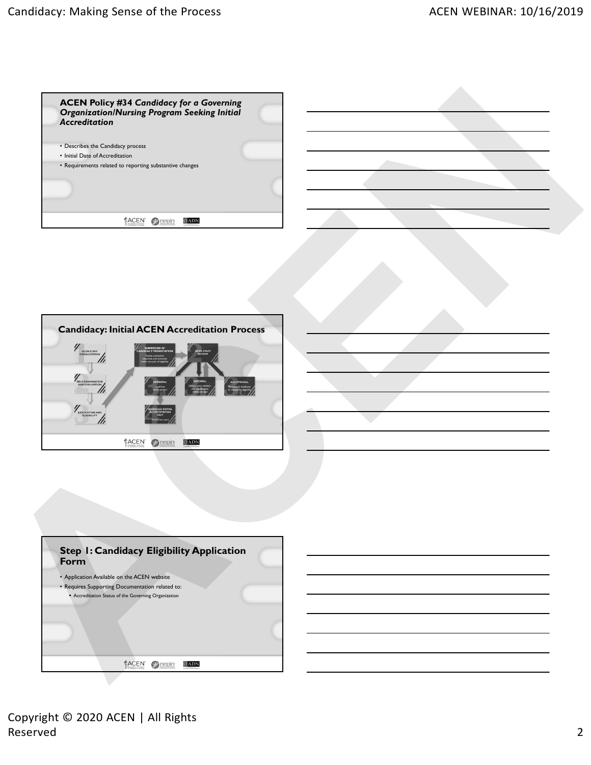## ACEN Policy #34 *Candidacy for a Governing Organization/Nursing Program Seeking Initial Accreditation*

- Describes the Candidacy process
- Initial Date of Accreditation
- Requirements related to reporting substantive changes

## Candidacy: Initial ACEN Accreditation Process

1. ACEN STAFF CONSULTATION
2. SELF-EXAMINATION AND EVALUATION
3. APPLICATION AND ELIGIBILITY

1. SUBMISSION OF CANDIDACY PRESENTATION — Faculty, curriculum, resources, and outcomes within one year of eligibility
2. ACEN STAFF REVIEW
3. APPROVAL — Candidate status granted
4. SCHEDULE INITIAL ACCREDITATION VISIT — Within two years

DEFERRAL — Presentation revision and resubmission within one year

DISAPPROVAL — No interval timeframe to reapply for eligibility

## Step 1: Candidacy Eligibility Application Form

- Application Available on the ACEN website
- Requires Supporting Documentation related to:
  - Accreditation Status of the Governing Organization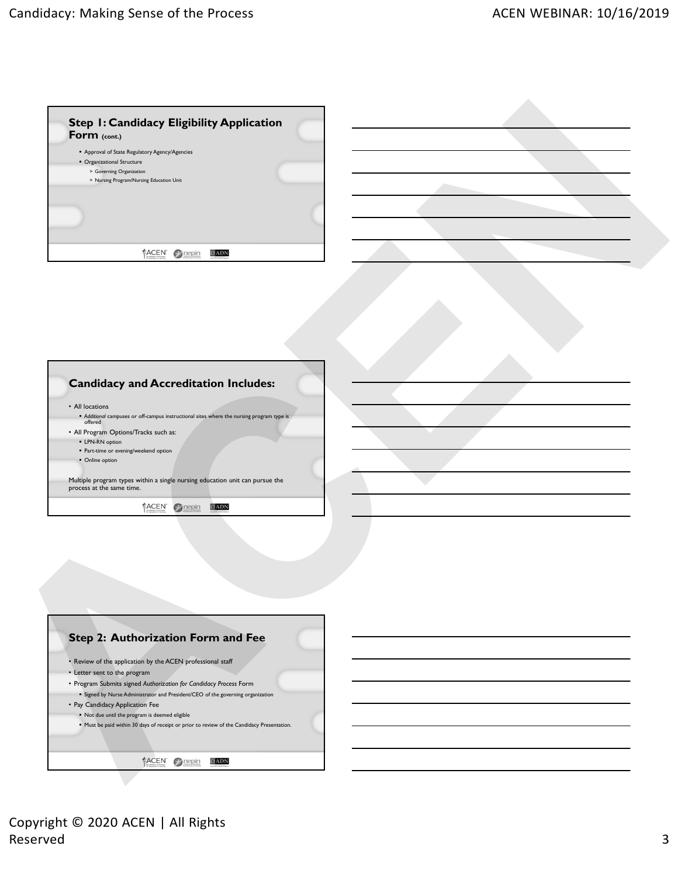## Step 1: Candidacy Eligibility Application Form (cont.)

- Approval of State Regulatory Agency/Agencies
- Organizational Structure
  - > Governing Organization
  - > Nursing Program/Nursing Education Unit

## Candidacy and Accreditation Includes:

- All locations
  - *Additional* campuses or off-campus instructional sites where the nursing program type is offered
- All Program Options/Tracks such as:
  - LPN-RN option
  - Part-time or evening/weekend option
  - Online option

Multiple program types within a single nursing education unit can pursue the process at the same time.

## Step 2: Authorization Form and Fee

- Review of the application by the ACEN professional staff
- Letter sent to the program
- Program Submits signed *Authorization for Candidacy Process* Form
  - Signed by Nurse Administrator and President/CEO of the governing organization
- Pay Candidacy Application Fee
  - Not due until the program is deemed eligible
  - Must be paid within 30 days of receipt or prior to review of the Candidacy Presentation.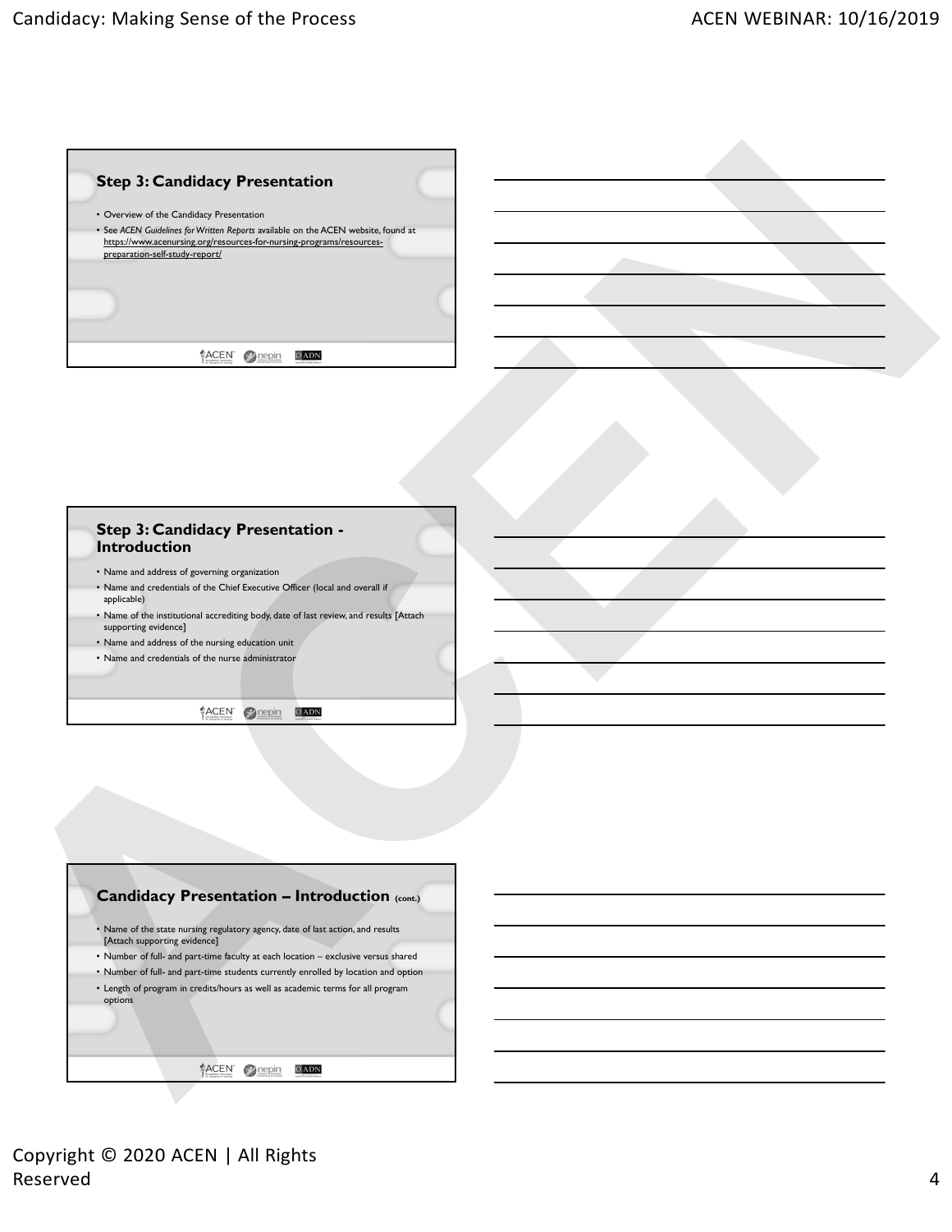## Step 3: Candidacy Presentation

- Overview of the Candidacy Presentation
- See *ACEN Guidelines for Written Reports* available on the ACEN website, found at https://www.acenursing.org/resources-for-nursing-programs/resources-preparation-self-study-report/

## Step 3: Candidacy Presentation - Introduction

- Name and address of governing organization
- Name and credentials of the Chief Executive Officer (local and overall if applicable)
- Name of the institutional accrediting body, date of last review, and results [Attach supporting evidence]
- Name and address of the nursing education unit
- Name and credentials of the nurse administrator

## Candidacy Presentation – Introduction (cont.)

- Name of the state nursing regulatory agency, date of last action, and results [Attach supporting evidence]
- Number of full- and part-time faculty at each location – exclusive versus shared
- Number of full- and part-time students currently enrolled by location and option
- Length of program in credits/hours as well as academic terms for all program options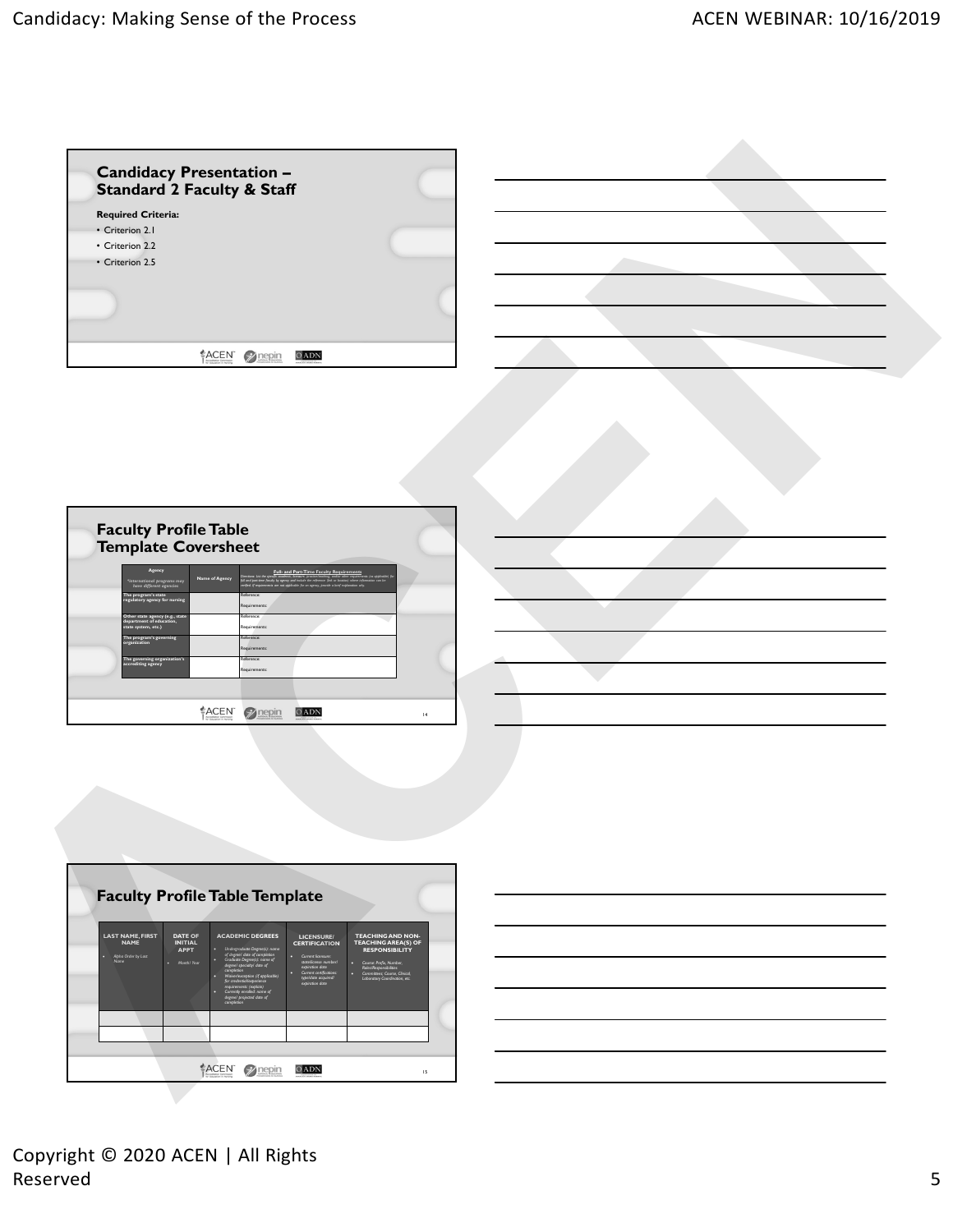## Candidacy Presentation – Standard 2 Faculty & Staff

**Required Criteria:**

- Criterion 2.1
- Criterion 2.2
- Criterion 2.5

## Faculty Profile Table Template Coversheet

| Agency *International programs may have different agencies | Name of Agency | Full- and Part-Time Faculty Requirements |
|---|---|---|
| The program's state regulatory agency for nursing | | Reference: Requirements: |
| Other state agency (e.g., state department of education, state system, etc.) | | Reference: Requirements: |
| The program's governing organization | | Reference: Requirements: |
| The governing organization's accrediting agency | | Reference: Requirements: |

## Faculty Profile Table Template

| LAST NAME, FIRST NAME | DATE OF INITIAL APPT | ACADEMIC DEGREES | LICENSURE/ CERTIFICATION | TEACHING AND NON-TEACHING AREA(S) OF RESPONSIBILITY |
|---|---|---|---|---|
| • Alpha Order by Last Name | • Month/ Year | • Undergraduate Degree(s): name of degree/ date of completion • Graduate Degree(s): name of degree/ specialty; date of completion • Waiver/exception (if applicable) for credential/experience requirements (explain) • Currently enrolled: name of degree/ projected date of completion | • Current licensure: state/license number/ expiration date • Current certifications: type/date acquired/ expiration date | • Course: Prefix, Number, Roles/Responsibilities • Committees; Course, Clinical, Laboratory Coordination, etc. |
| | | | | |
| | | | | |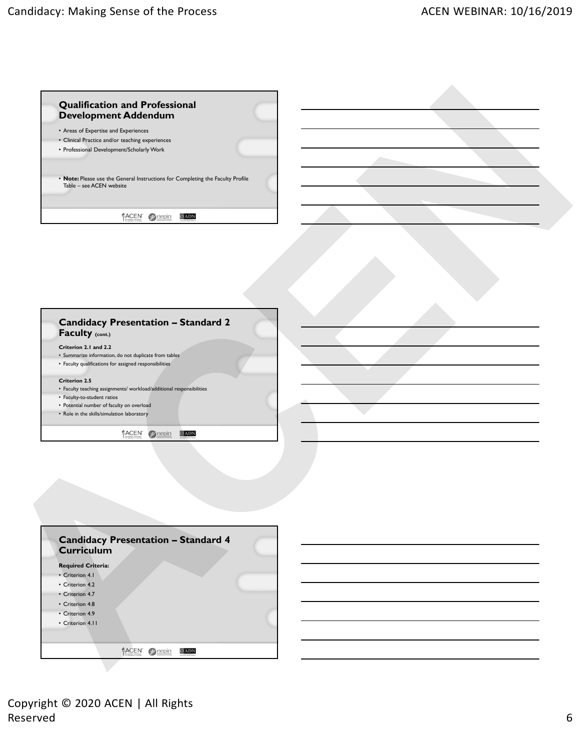## Qualification and Professional Development Addendum

- Areas of Expertise and Experiences
- Clinical Practice and/or teaching experiences
- Professional Development/Scholarly Work

- **Note:** Please use the General Instructions for Completing the Faculty Profile Table – see ACEN website

## Candidacy Presentation – Standard 2 Faculty (cont.)

**Criterion 2.1 and 2.2**

- Summarize information, do not duplicate from tables
- Faculty qualifications for assigned responsibilities

**Criterion 2.5**

- Faculty teaching assignments/ workload/additional responsibilities
- Faculty-to-student ratios
- Potential number of faculty on overload
- Role in the skills/simulation laboratory

## Candidacy Presentation – Standard 4 Curriculum

**Required Criteria:**

- Criterion 4.1
- Criterion 4.2
- Criterion 4.7
- Criterion 4.8
- Criterion 4.9
- Criterion 4.11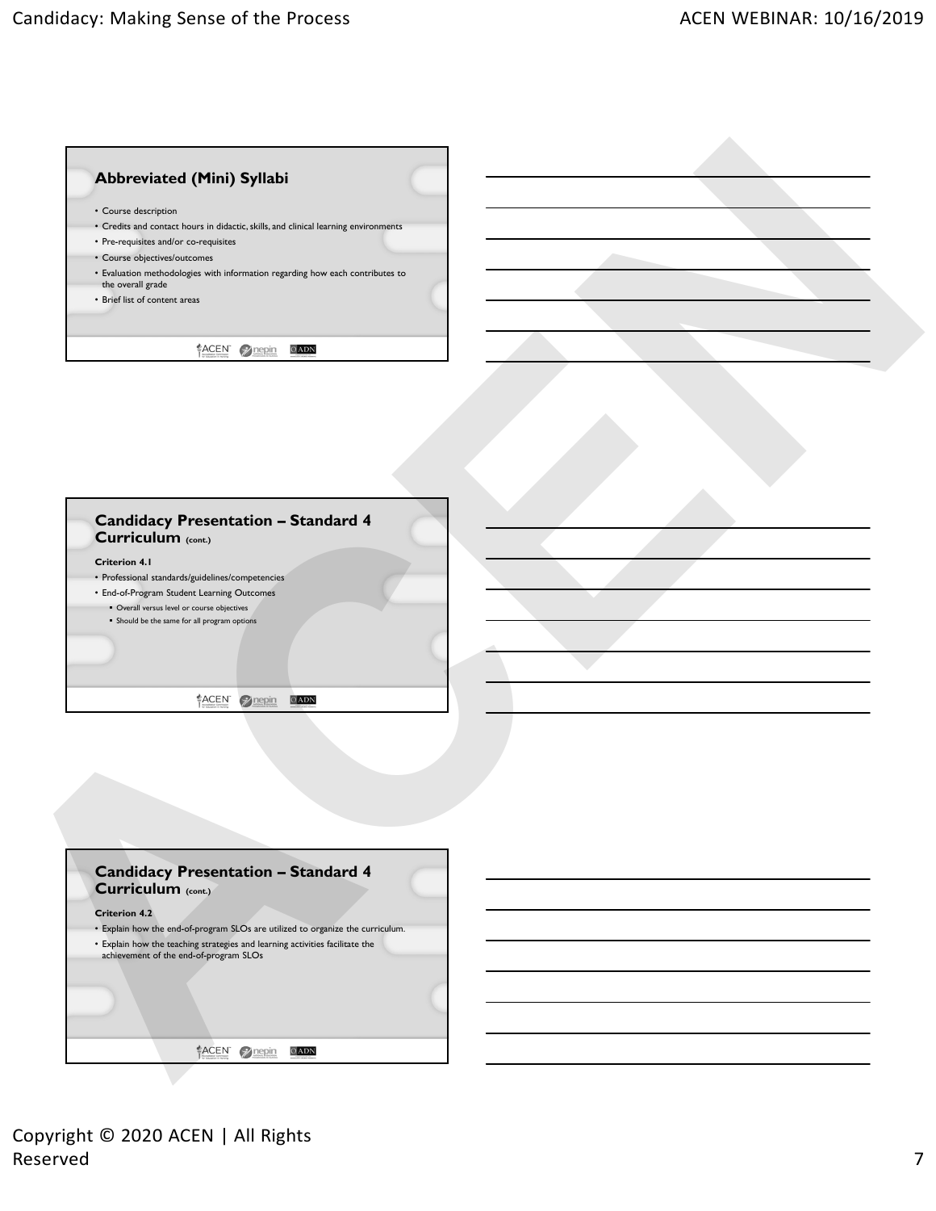## Abbreviated (Mini) Syllabi

- Course description
- Credits and contact hours in didactic, skills, and clinical learning environments
- Pre-requisites and/or co-requisites
- Course objectives/outcomes
- Evaluation methodologies with information regarding how each contributes to the overall grade
- Brief list of content areas

## Candidacy Presentation – Standard 4 Curriculum (cont.)

**Criterion 4.1**

- Professional standards/guidelines/competencies
- End-of-Program Student Learning Outcomes
  - Overall versus level or course objectives
  - Should be the same for all program options

## Candidacy Presentation – Standard 4 Curriculum (cont.)

**Criterion 4.2**

- Explain how the end-of-program SLOs are utilized to organize the curriculum.
- Explain how the teaching strategies and learning activities facilitate the achievement of the end-of-program SLOs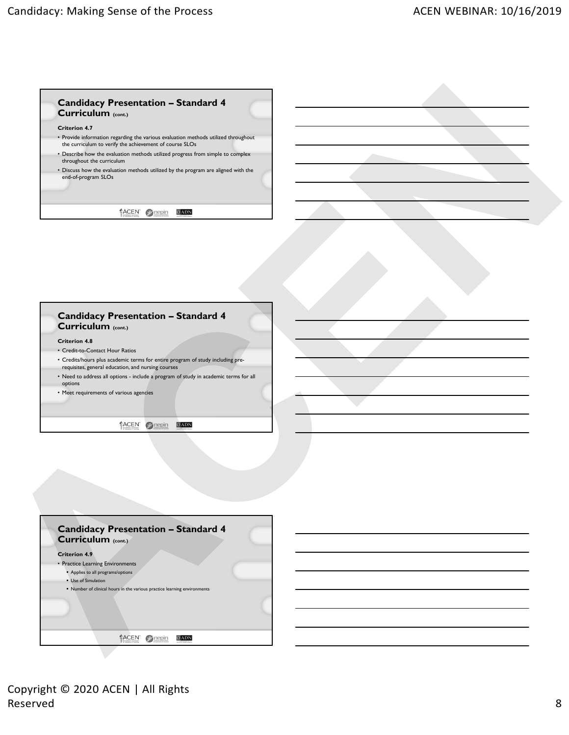## Candidacy Presentation – Standard 4 Curriculum (cont.)

**Criterion 4.7**

- Provide information regarding the various evaluation methods utilized throughout the curriculum to verify the achievement of course SLOs
- Describe how the evaluation methods utilized progress from simple to complex throughout the curriculum
- Discuss how the evaluation methods utilized by the program are aligned with the end-of-program SLOs

## Candidacy Presentation – Standard 4 Curriculum (cont.)

**Criterion 4.8**

- Credit-to-Contact Hour Ratios
- Credits/hours plus academic terms for entire program of study including pre-requisites, general education, and nursing courses
- Need to address all options - include a program of study in academic terms for all options
- Meet requirements of various agencies

## Candidacy Presentation – Standard 4 Curriculum (cont.)

**Criterion 4.9**

- Practice Learning Environments
  - Applies to all programs/options
  - Use of Simulation
  - Number of clinical hours in the various practice learning environments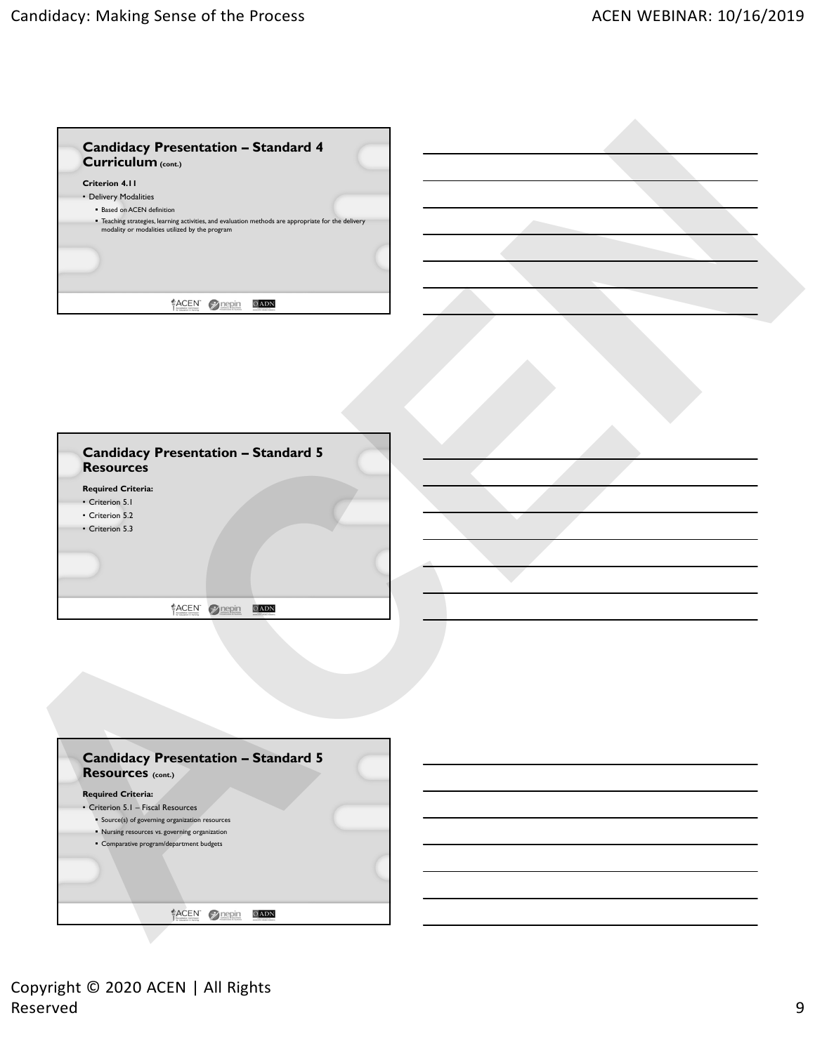## Candidacy Presentation – Standard 4 Curriculum (cont.)

**Criterion 4.11**

- Delivery Modalities
  - Based on ACEN definition
  - Teaching strategies, learning activities, and evaluation methods are appropriate for the delivery modality or modalities utilized by the program

## Candidacy Presentation – Standard 5 Resources

**Required Criteria:**

- Criterion 5.1
- Criterion 5.2
- Criterion 5.3

## Candidacy Presentation – Standard 5 Resources (cont.)

**Required Criteria:**

- Criterion 5.1 – Fiscal Resources
  - Source(s) of governing organization resources
  - Nursing resources vs. governing organization
  - Comparative program/department budgets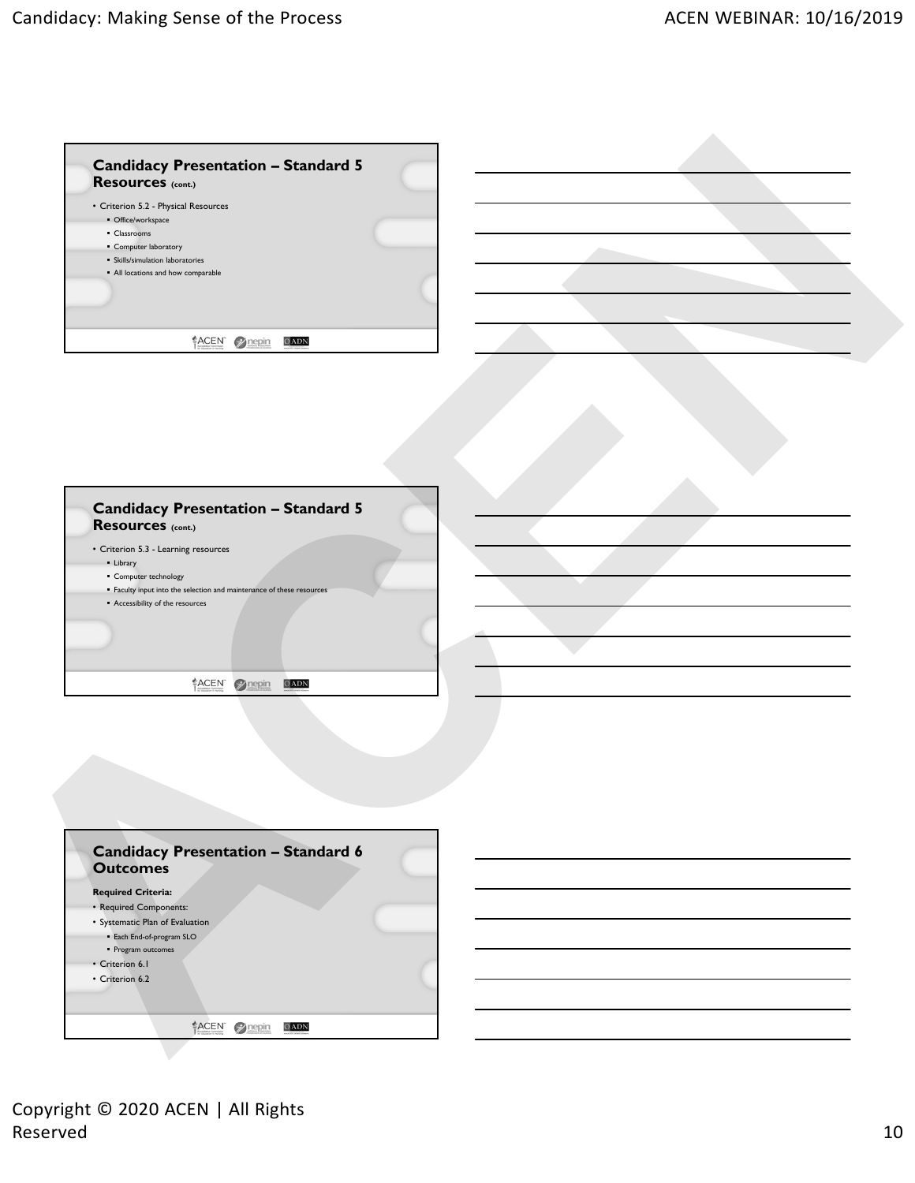## Candidacy Presentation – Standard 5 Resources (cont.)

- Criterion 5.2 - Physical Resources
  - Office/workspace
  - Classrooms
  - Computer laboratory
  - Skills/simulation laboratories
  - All locations and how comparable

## Candidacy Presentation – Standard 5 Resources (cont.)

- Criterion 5.3 - Learning resources
  - Library
  - Computer technology
  - Faculty input into the selection and maintenance of these resources
  - Accessibility of the resources

## Candidacy Presentation – Standard 6 Outcomes

**Required Criteria:**

- Required Components:
- Systematic Plan of Evaluation
  - Each End-of-program SLO
  - Program outcomes
- Criterion 6.1
- Criterion 6.2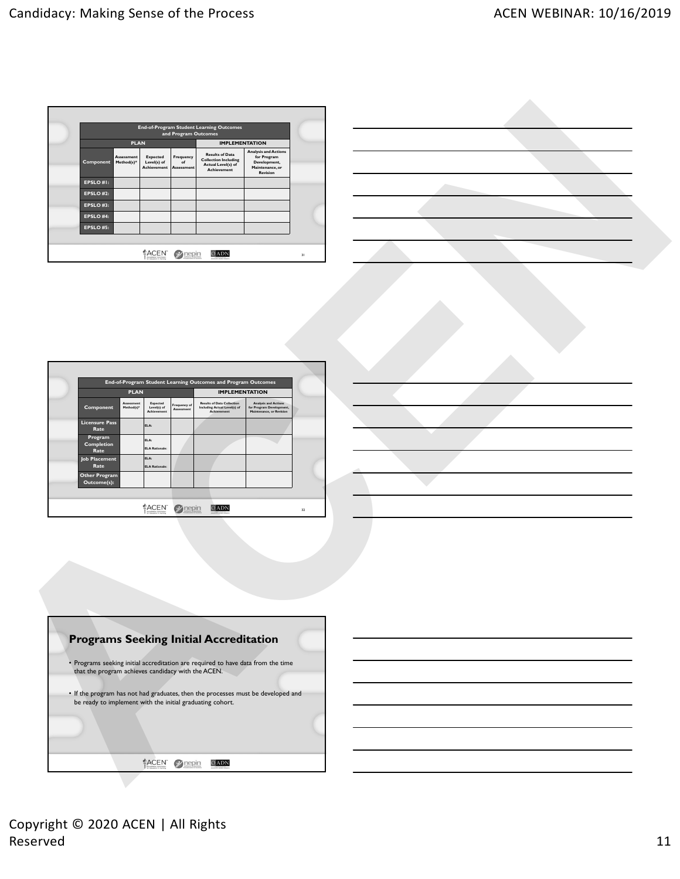| End-of-Program Student Learning Outcomes and Program Outcomes | | | | | |
|---|---|---|---|---|---|
| PLAN | | | | IMPLEMENTATION | |
| Component | Assessment Method(s)* | Expected Level(s) of Achievement | Frequency of Assessment | Results of Data Collection Including Actual Level(s) of Achievement | Analysis and Actions for Program Development, Maintenance, or Revision |
| EPSLO #1: | | | | | |
| EPSLO #2: | | | | | |
| EPSLO #3: | | | | | |
| EPSLO #4: | | | | | |
| EPSLO #5: | | | | | |

| End-of-Program Student Learning Outcomes and Program Outcomes | | | | | |
|---|---|---|---|---|---|
| PLAN | | | | IMPLEMENTATION | |
| Component | Assessment Method(s)* | Expected Level(s) of Achievement | Frequency of Assessment | Results of Data Collection Including Actual Level(s) of Achievement | Analysis and Actions for Program Development, Maintenance, or Revision |
| Licensure Pass Rate | | ELA: | | | |
| Program Completion Rate | | ELA: ELA Rationale: | | | |
| Job Placement Rate | | ELA: ELA Rationale: | | | |
| Other Program Outcome(s): | | | | | |

## Programs Seeking Initial Accreditation

- Programs seeking initial accreditation are required to have data from the time that the program achieves candidacy with the ACEN.
- If the program has not had graduates, then the processes must be developed and be ready to implement with the initial graduating cohort.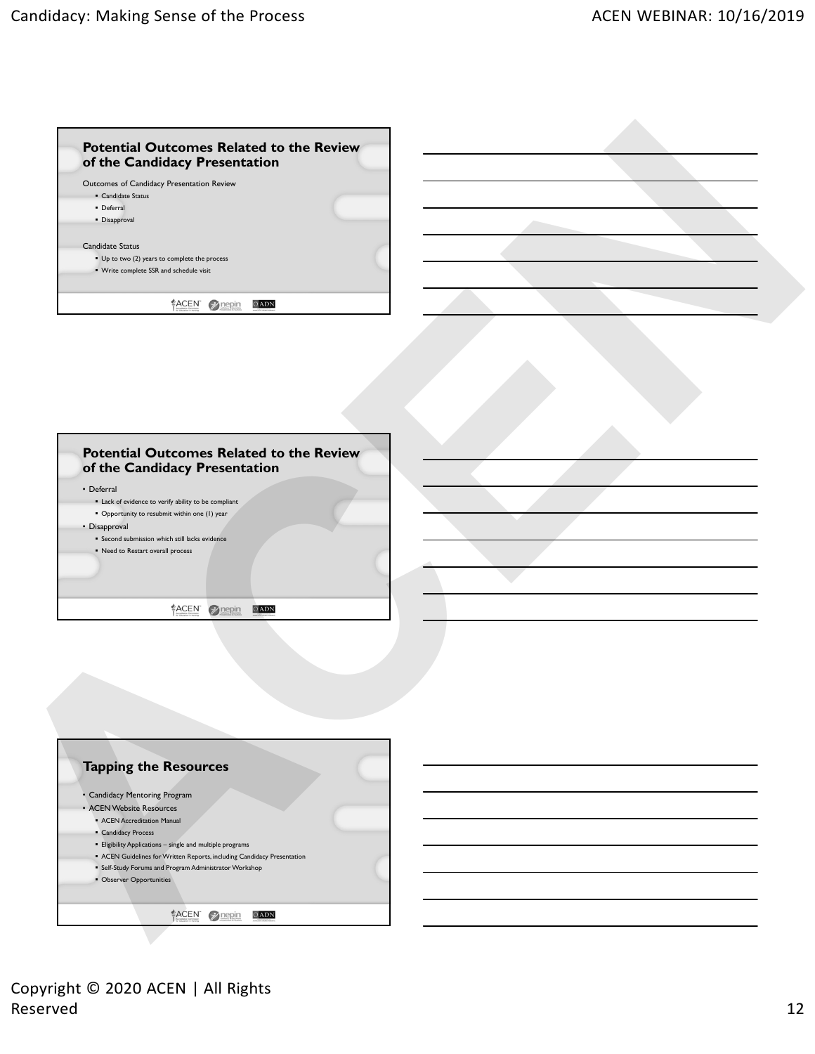## Potential Outcomes Related to the Review of the Candidacy Presentation

Outcomes of Candidacy Presentation Review

- Candidate Status
- Deferral
- Disapproval

Candidate Status

- Up to two (2) years to complete the process
- Write complete SSR and schedule visit

## Potential Outcomes Related to the Review of the Candidacy Presentation

- Deferral
  - Lack of evidence to verify ability to be compliant
  - Opportunity to resubmit within one (1) year
- Disapproval
  - Second submission which still lacks evidence
  - Need to Restart overall process

## Tapping the Resources

- Candidacy Mentoring Program
- ACEN Website Resources
  - ACEN Accreditation Manual
  - Candidacy Process
  - Eligibility Applications – single and multiple programs
  - ACEN Guidelines for Written Reports, including Candidacy Presentation
  - Self-Study Forums and Program Administrator Workshop
  - Observer Opportunities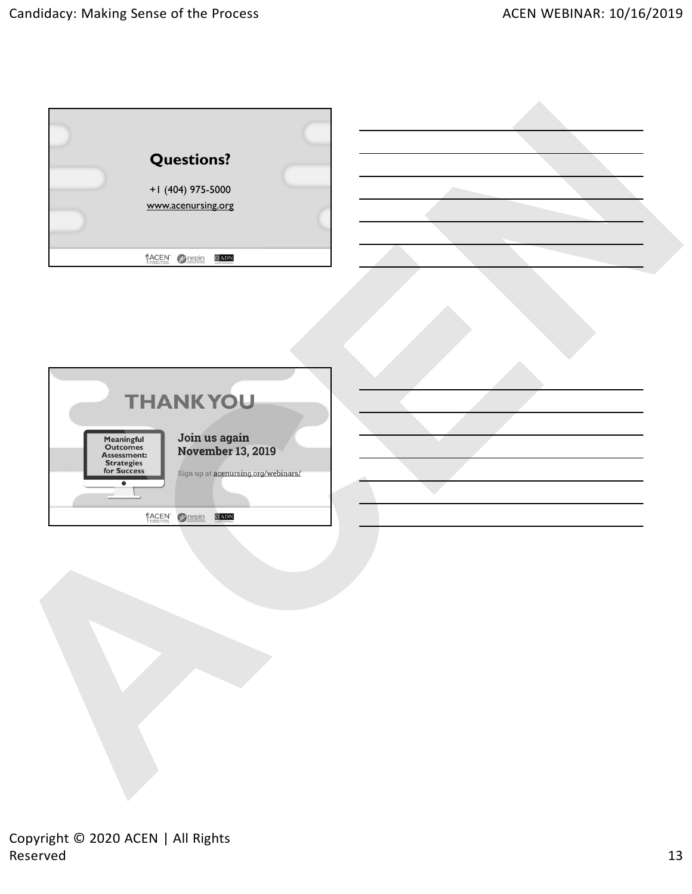## Questions?

+1 (404) 975-5000

www.acenursing.org

## THANK YOU

Meaningful Outcomes Assessment: Strategies for Success

Join us again November 13, 2019

Sign up at acenursing.org/webinars/

Copyright © 2020 ACEN | All Rights Reserved